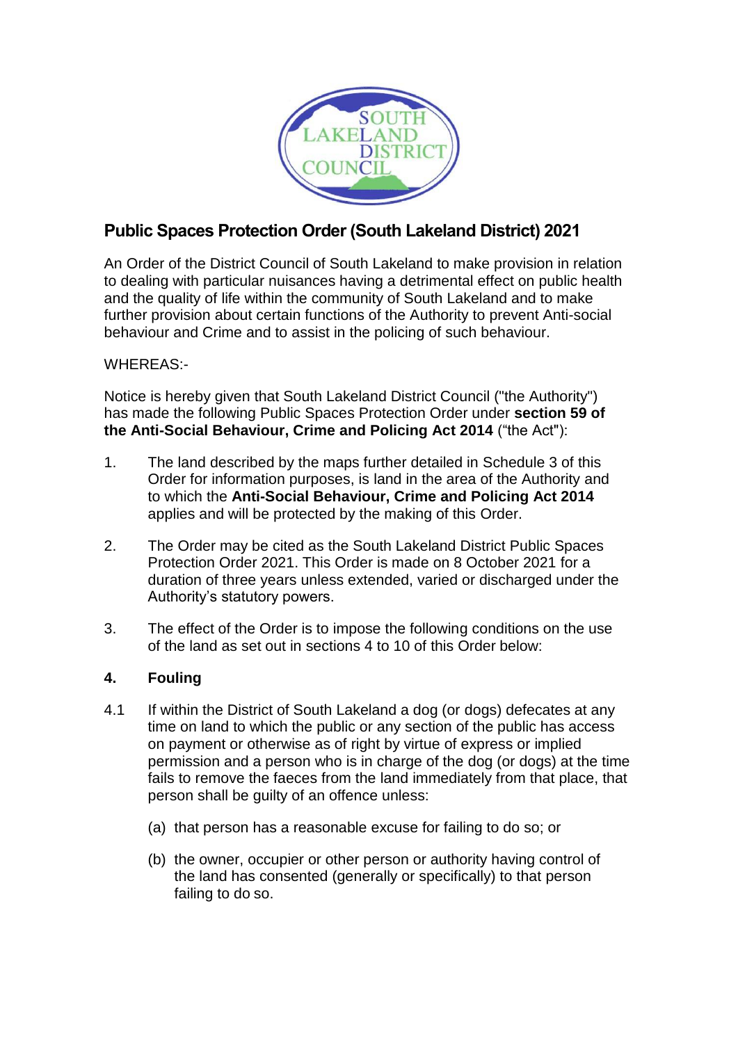# Public Spaces Protection Order (South Lakeland District) 2021

An Order of the District Council of South Lakeland to make provision in relation to dealing with particular nuisances having a detrimental effect on public health and the quality of life within the community of South Lakeland and to make further provision about certain functions of the Authority to prevent Anti-social behaviour and Crime and to assist in the policing of such behaviour.

WHEREAS:-

Notice is hereby given that South Lakeland District Council ("the Authority") has made the following Public Spaces Protection Order under **section 59 of the Anti-Social Behaviour, Crime and Policing Act 2014** ("the Act"):

1. The land described by the maps further detailed in Schedule 3 of this Order for information purposes, is land in the area of the Authority and to which the **Anti-Social Behaviour, Crime and Policing Act 2014** applies and will be protected by the making of this Order.

2. The Order may be cited as the South Lakeland District Public Spaces Protection Order 2021. This Order is made on 8 October 2021 for a duration of three years unless extended, varied or discharged under the Authority's statutory powers.

3. The effect of the Order is to impose the following conditions on the use of the land as set out in sections 4 to 10 of this Order below:

## 4. Fouling

4.1 If within the District of South Lakeland a dog (or dogs) defecates at any time on land to which the public or any section of the public has access on payment or otherwise as of right by virtue of express or implied permission and a person who is in charge of the dog (or dogs) at the time fails to remove the faeces from the land immediately from that place, that person shall be guilty of an offence unless:

(a) that person has a reasonable excuse for failing to do so; or

(b) the owner, occupier or other person or authority having control of the land has consented (generally or specifically) to that person failing to do so.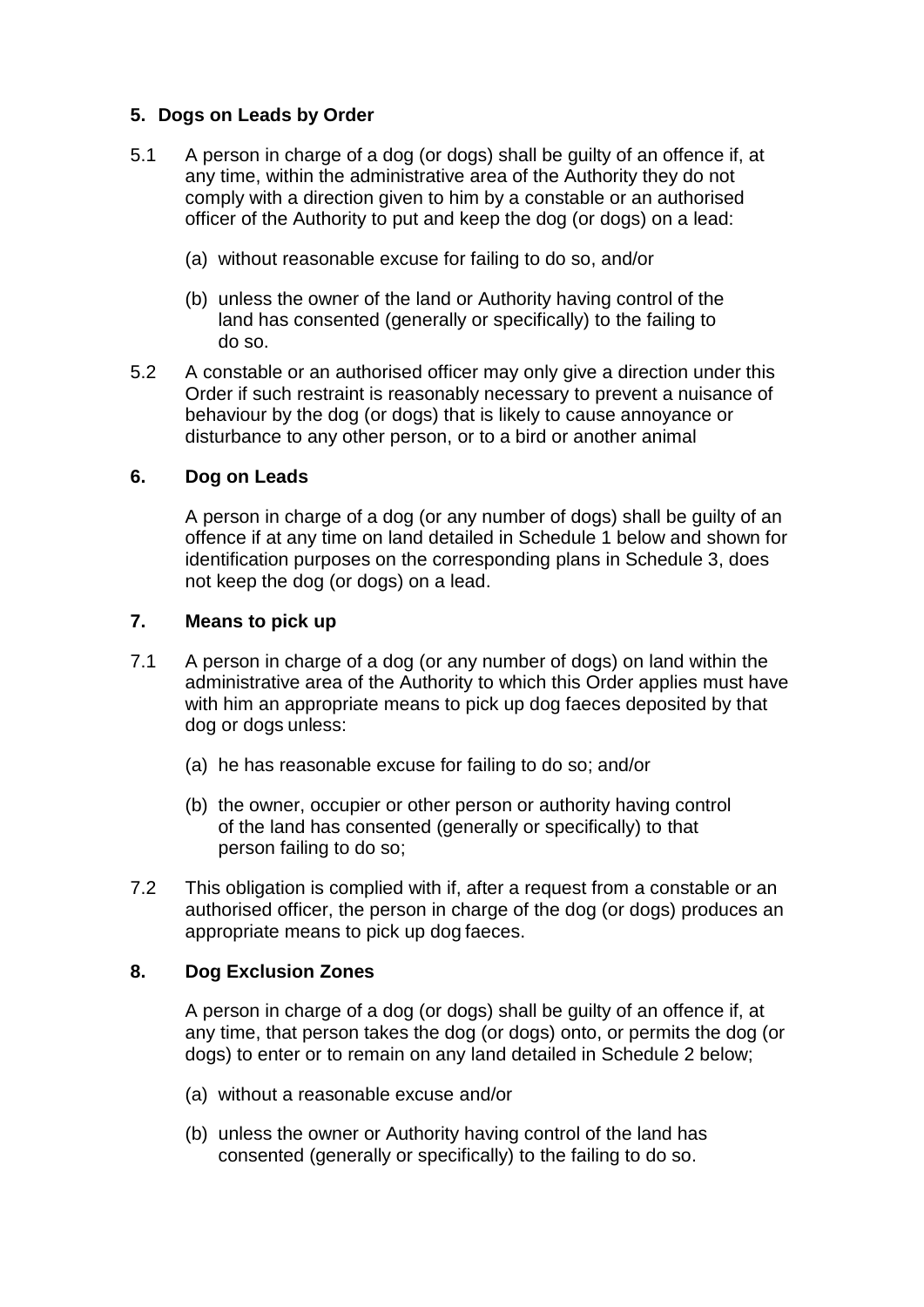## 5. Dogs on Leads by Order

5.1 A person in charge of a dog (or dogs) shall be guilty of an offence if, at any time, within the administrative area of the Authority they do not comply with a direction given to him by a constable or an authorised officer of the Authority to put and keep the dog (or dogs) on a lead:

(a) without reasonable excuse for failing to do so, and/or

(b) unless the owner of the land or Authority having control of the land has consented (generally or specifically) to the failing to do so.

5.2 A constable or an authorised officer may only give a direction under this Order if such restraint is reasonably necessary to prevent a nuisance of behaviour by the dog (or dogs) that is likely to cause annoyance or disturbance to any other person, or to a bird or another animal

## 6. Dog on Leads

A person in charge of a dog (or any number of dogs) shall be guilty of an offence if at any time on land detailed in Schedule 1 below and shown for identification purposes on the corresponding plans in Schedule 3, does not keep the dog (or dogs) on a lead.

## 7. Means to pick up

7.1 A person in charge of a dog (or any number of dogs) on land within the administrative area of the Authority to which this Order applies must have with him an appropriate means to pick up dog faeces deposited by that dog or dogs unless:

(a) he has reasonable excuse for failing to do so; and/or

(b) the owner, occupier or other person or authority having control of the land has consented (generally or specifically) to that person failing to do so;

7.2 This obligation is complied with if, after a request from a constable or an authorised officer, the person in charge of the dog (or dogs) produces an appropriate means to pick up dog faeces.

## 8. Dog Exclusion Zones

A person in charge of a dog (or dogs) shall be guilty of an offence if, at any time, that person takes the dog (or dogs) onto, or permits the dog (or dogs) to enter or to remain on any land detailed in Schedule 2 below;

(a) without a reasonable excuse and/or

(b) unless the owner or Authority having control of the land has consented (generally or specifically) to the failing to do so.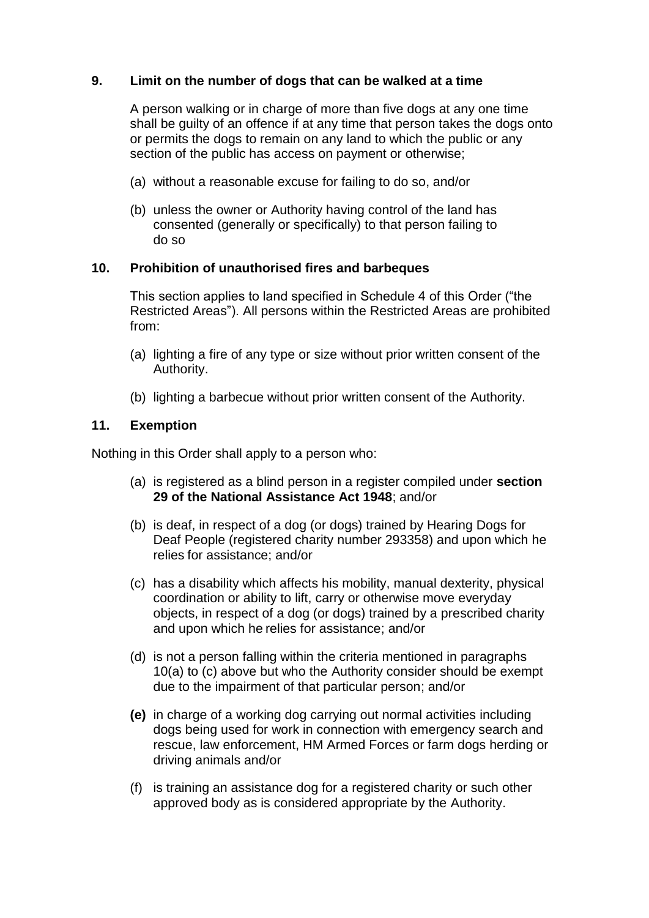## 9. Limit on the number of dogs that can be walked at a time

A person walking or in charge of more than five dogs at any one time shall be guilty of an offence if at any time that person takes the dogs onto or permits the dogs to remain on any land to which the public or any section of the public has access on payment or otherwise;

(a) without a reasonable excuse for failing to do so, and/or

(b) unless the owner or Authority having control of the land has consented (generally or specifically) to that person failing to do so

## 10. Prohibition of unauthorised fires and barbeques

This section applies to land specified in Schedule 4 of this Order ("the Restricted Areas"). All persons within the Restricted Areas are prohibited from:

(a) lighting a fire of any type or size without prior written consent of the Authority.

(b) lighting a barbecue without prior written consent of the Authority.

## 11. Exemption

Nothing in this Order shall apply to a person who:

(a) is registered as a blind person in a register compiled under **section 29 of the National Assistance Act 1948**; and/or

(b) is deaf, in respect of a dog (or dogs) trained by Hearing Dogs for Deaf People (registered charity number 293358) and upon which he relies for assistance; and/or

(c) has a disability which affects his mobility, manual dexterity, physical coordination or ability to lift, carry or otherwise move everyday objects, in respect of a dog (or dogs) trained by a prescribed charity and upon which he relies for assistance; and/or

(d) is not a person falling within the criteria mentioned in paragraphs 10(a) to (c) above but who the Authority consider should be exempt due to the impairment of that particular person; and/or

**(e)** in charge of a working dog carrying out normal activities including dogs being used for work in connection with emergency search and rescue, law enforcement, HM Armed Forces or farm dogs herding or driving animals and/or

(f) is training an assistance dog for a registered charity or such other approved body as is considered appropriate by the Authority.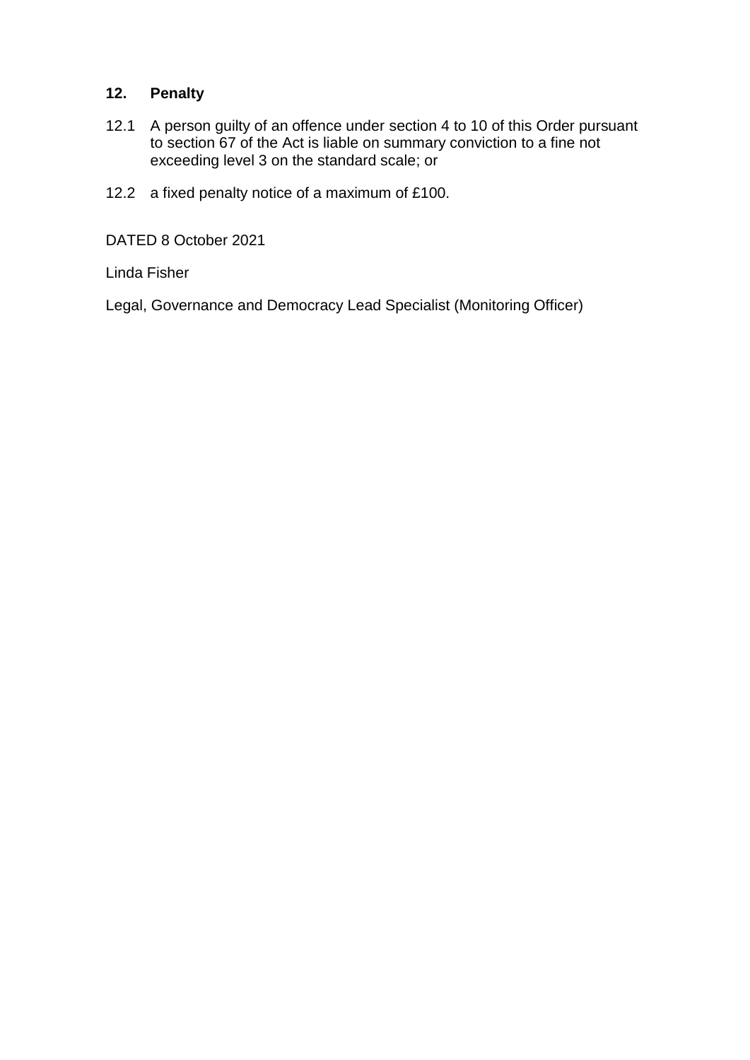## 12. Penalty

12.1 A person guilty of an offence under section 4 to 10 of this Order pursuant to section 67 of the Act is liable on summary conviction to a fine not exceeding level 3 on the standard scale; or

12.2 a fixed penalty notice of a maximum of £100.

DATED 8 October 2021

Linda Fisher

Legal, Governance and Democracy Lead Specialist (Monitoring Officer)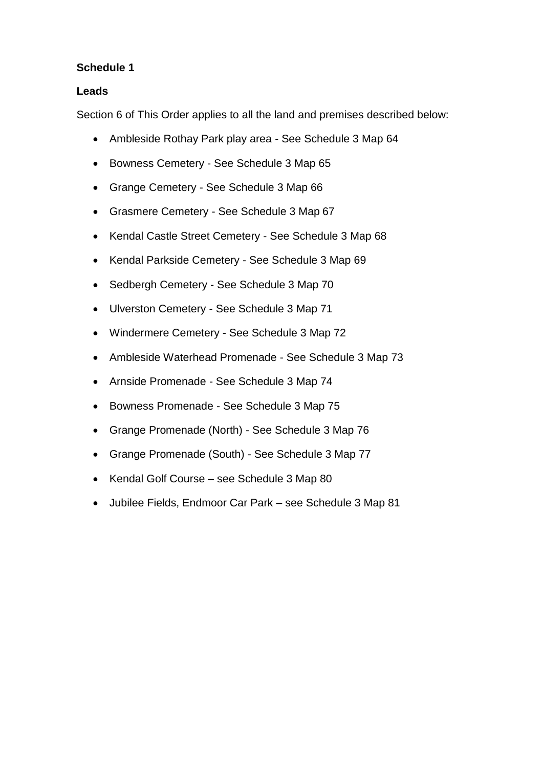**Schedule 1**

**Leads**

Section 6 of This Order applies to all the land and premises described below:

- Ambleside Rothay Park play area - See Schedule 3 Map 64
- Bowness Cemetery - See Schedule 3 Map 65
- Grange Cemetery - See Schedule 3 Map 66
- Grasmere Cemetery - See Schedule 3 Map 67
- Kendal Castle Street Cemetery - See Schedule 3 Map 68
- Kendal Parkside Cemetery - See Schedule 3 Map 69
- Sedbergh Cemetery - See Schedule 3 Map 70
- Ulverston Cemetery - See Schedule 3 Map 71
- Windermere Cemetery - See Schedule 3 Map 72
- Ambleside Waterhead Promenade - See Schedule 3 Map 73
- Arnside Promenade - See Schedule 3 Map 74
- Bowness Promenade - See Schedule 3 Map 75
- Grange Promenade (North) - See Schedule 3 Map 76
- Grange Promenade (South) - See Schedule 3 Map 77
- Kendal Golf Course – see Schedule 3 Map 80
- Jubilee Fields, Endmoor Car Park – see Schedule 3 Map 81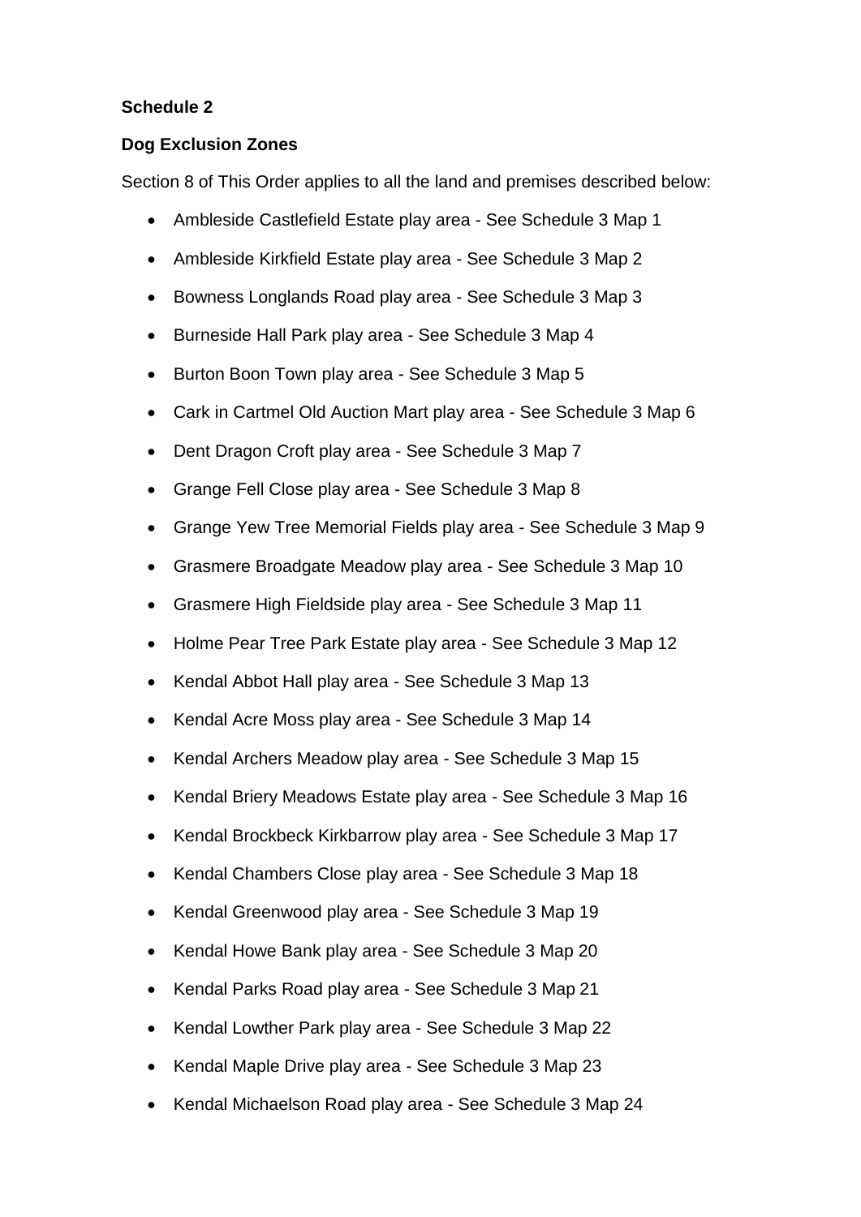**Schedule 2**

**Dog Exclusion Zones**

Section 8 of This Order applies to all the land and premises described below:

- Ambleside Castlefield Estate play area - See Schedule 3 Map 1
- Ambleside Kirkfield Estate play area - See Schedule 3 Map 2
- Bowness Longlands Road play area - See Schedule 3 Map 3
- Burneside Hall Park play area - See Schedule 3 Map 4
- Burton Boon Town play area - See Schedule 3 Map 5
- Cark in Cartmel Old Auction Mart play area - See Schedule 3 Map 6
- Dent Dragon Croft play area - See Schedule 3 Map 7
- Grange Fell Close play area - See Schedule 3 Map 8
- Grange Yew Tree Memorial Fields play area - See Schedule 3 Map 9
- Grasmere Broadgate Meadow play area - See Schedule 3 Map 10
- Grasmere High Fieldside play area - See Schedule 3 Map 11
- Holme Pear Tree Park Estate play area - See Schedule 3 Map 12
- Kendal Abbot Hall play area - See Schedule 3 Map 13
- Kendal Acre Moss play area - See Schedule 3 Map 14
- Kendal Archers Meadow play area - See Schedule 3 Map 15
- Kendal Briery Meadows Estate play area - See Schedule 3 Map 16
- Kendal Brockbeck Kirkbarrow play area - See Schedule 3 Map 17
- Kendal Chambers Close play area - See Schedule 3 Map 18
- Kendal Greenwood play area - See Schedule 3 Map 19
- Kendal Howe Bank play area - See Schedule 3 Map 20
- Kendal Parks Road play area - See Schedule 3 Map 21
- Kendal Lowther Park play area - See Schedule 3 Map 22
- Kendal Maple Drive play area - See Schedule 3 Map 23
- Kendal Michaelson Road play area - See Schedule 3 Map 24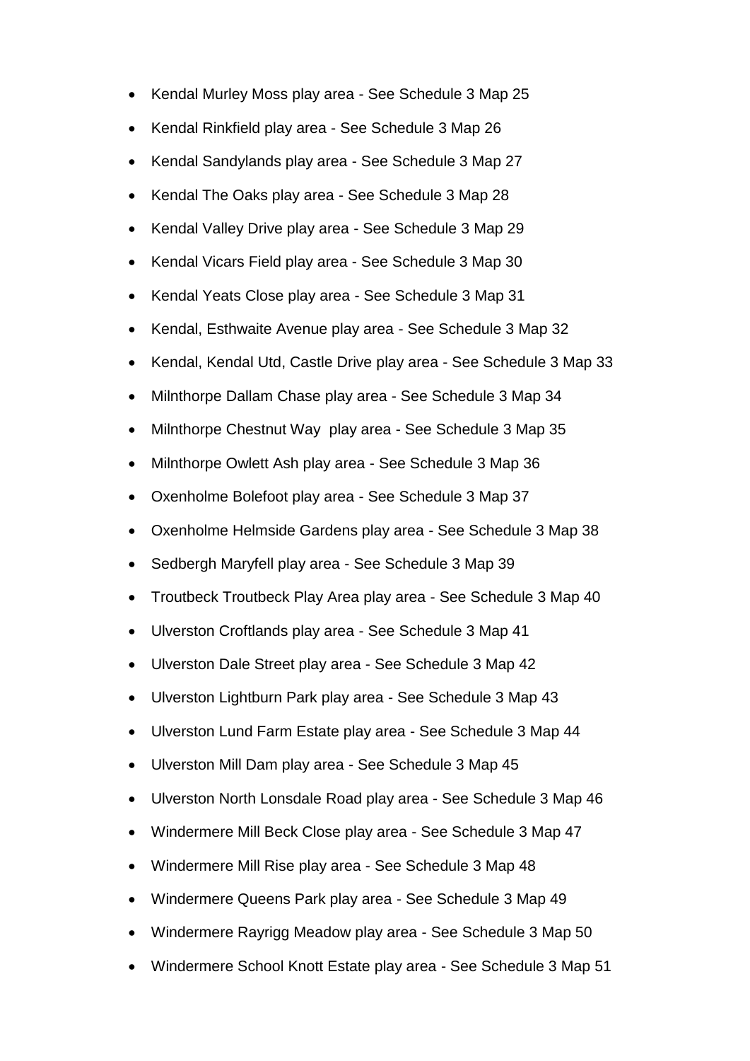- Kendal Murley Moss play area - See Schedule 3 Map 25
- Kendal Rinkfield play area - See Schedule 3 Map 26
- Kendal Sandylands play area - See Schedule 3 Map 27
- Kendal The Oaks play area - See Schedule 3 Map 28
- Kendal Valley Drive play area - See Schedule 3 Map 29
- Kendal Vicars Field play area - See Schedule 3 Map 30
- Kendal Yeats Close play area - See Schedule 3 Map 31
- Kendal, Esthwaite Avenue play area - See Schedule 3 Map 32
- Kendal, Kendal Utd, Castle Drive play area - See Schedule 3 Map 33
- Milnthorpe Dallam Chase play area - See Schedule 3 Map 34
- Milnthorpe Chestnut Way  play area - See Schedule 3 Map 35
- Milnthorpe Owlett Ash play area - See Schedule 3 Map 36
- Oxenholme Bolefoot play area - See Schedule 3 Map 37
- Oxenholme Helmside Gardens play area - See Schedule 3 Map 38
- Sedbergh Maryfell play area - See Schedule 3 Map 39
- Troutbeck Troutbeck Play Area play area - See Schedule 3 Map 40
- Ulverston Croftlands play area - See Schedule 3 Map 41
- Ulverston Dale Street play area - See Schedule 3 Map 42
- Ulverston Lightburn Park play area - See Schedule 3 Map 43
- Ulverston Lund Farm Estate play area - See Schedule 3 Map 44
- Ulverston Mill Dam play area - See Schedule 3 Map 45
- Ulverston North Lonsdale Road play area - See Schedule 3 Map 46
- Windermere Mill Beck Close play area - See Schedule 3 Map 47
- Windermere Mill Rise play area - See Schedule 3 Map 48
- Windermere Queens Park play area - See Schedule 3 Map 49
- Windermere Rayrigg Meadow play area - See Schedule 3 Map 50
- Windermere School Knott Estate play area - See Schedule 3 Map 51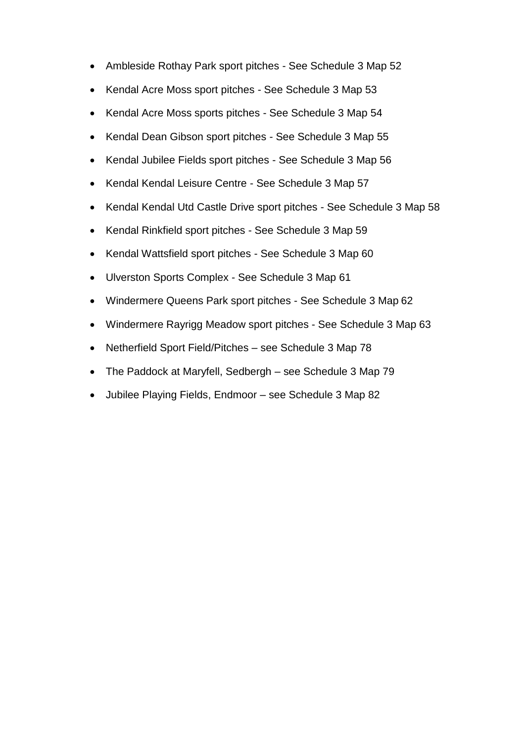- Ambleside Rothay Park sport pitches - See Schedule 3 Map 52
- Kendal Acre Moss sport pitches - See Schedule 3 Map 53
- Kendal Acre Moss sports pitches - See Schedule 3 Map 54
- Kendal Dean Gibson sport pitches - See Schedule 3 Map 55
- Kendal Jubilee Fields sport pitches - See Schedule 3 Map 56
- Kendal Kendal Leisure Centre - See Schedule 3 Map 57
- Kendal Kendal Utd Castle Drive sport pitches - See Schedule 3 Map 58
- Kendal Rinkfield sport pitches - See Schedule 3 Map 59
- Kendal Wattsfield sport pitches - See Schedule 3 Map 60
- Ulverston Sports Complex - See Schedule 3 Map 61
- Windermere Queens Park sport pitches - See Schedule 3 Map 62
- Windermere Rayrigg Meadow sport pitches - See Schedule 3 Map 63
- Netherfield Sport Field/Pitches – see Schedule 3 Map 78
- The Paddock at Maryfell, Sedbergh – see Schedule 3 Map 79
- Jubilee Playing Fields, Endmoor – see Schedule 3 Map 82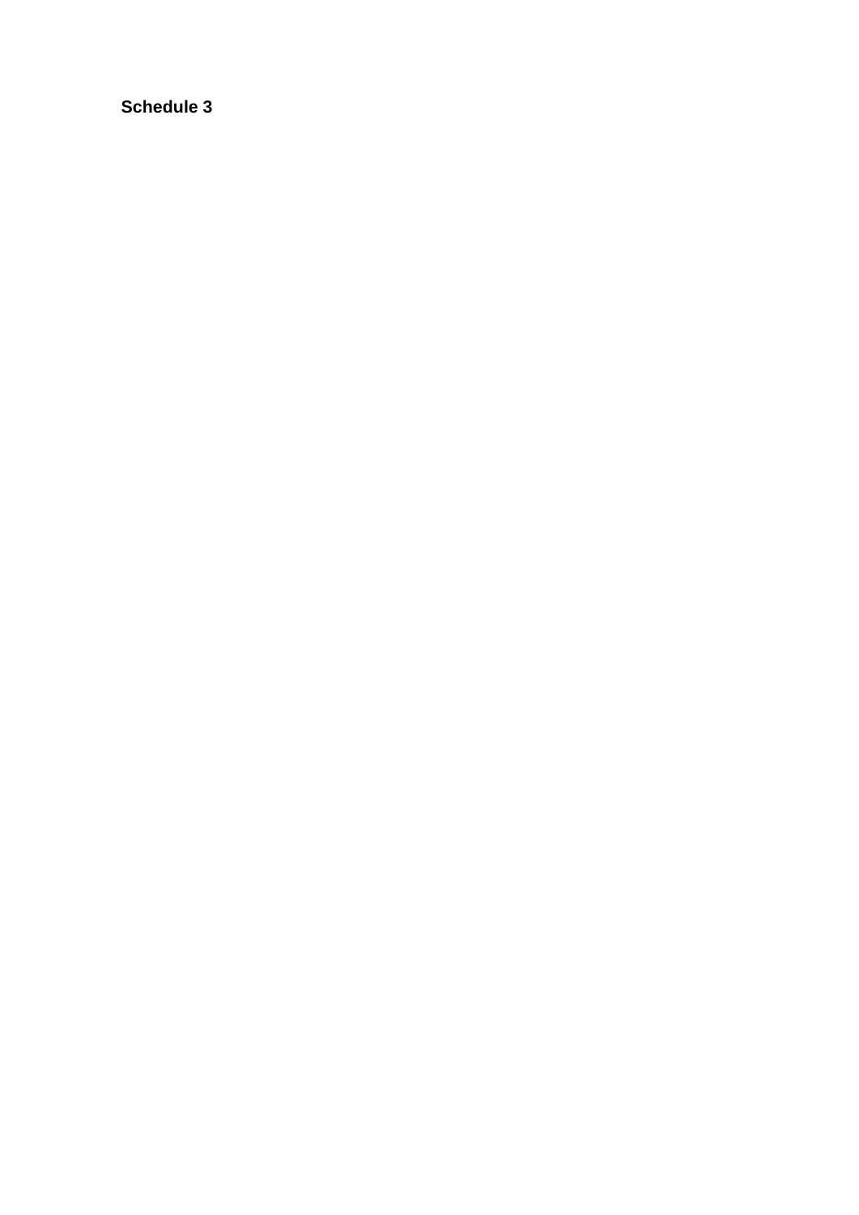**Schedule 3**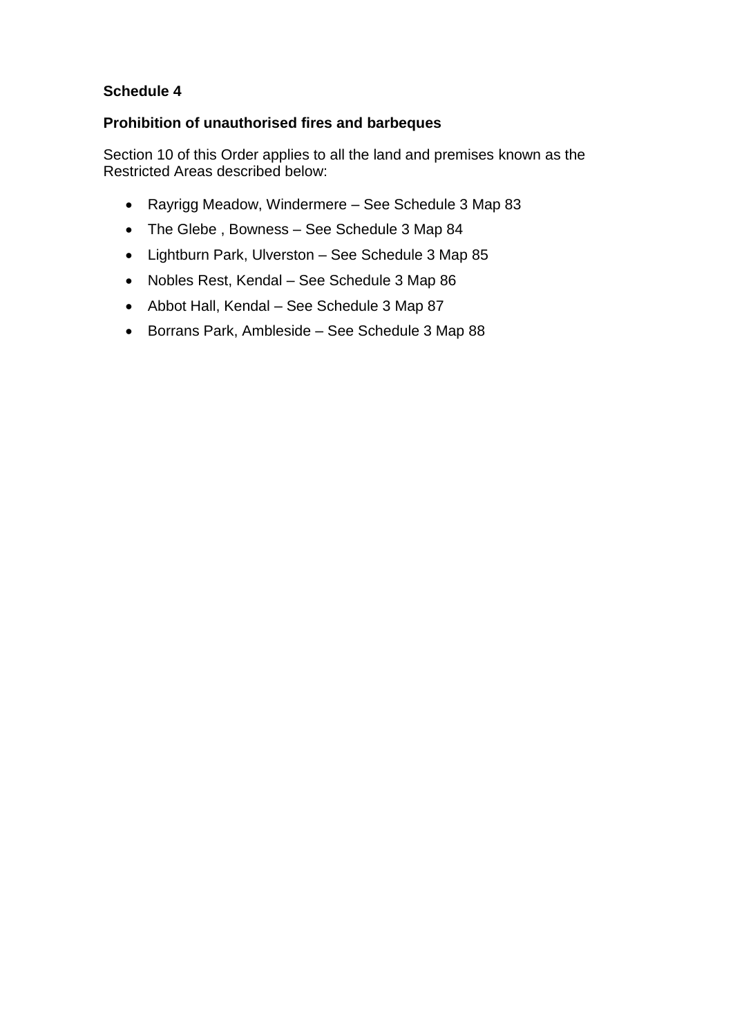**Schedule 4**

**Prohibition of unauthorised fires and barbeques**

Section 10 of this Order applies to all the land and premises known as the Restricted Areas described below:

- Rayrigg Meadow, Windermere – See Schedule 3 Map 83
- The Glebe , Bowness – See Schedule 3 Map 84
- Lightburn Park, Ulverston – See Schedule 3 Map 85
- Nobles Rest, Kendal – See Schedule 3 Map 86
- Abbot Hall, Kendal – See Schedule 3 Map 87
- Borrans Park, Ambleside – See Schedule 3 Map 88